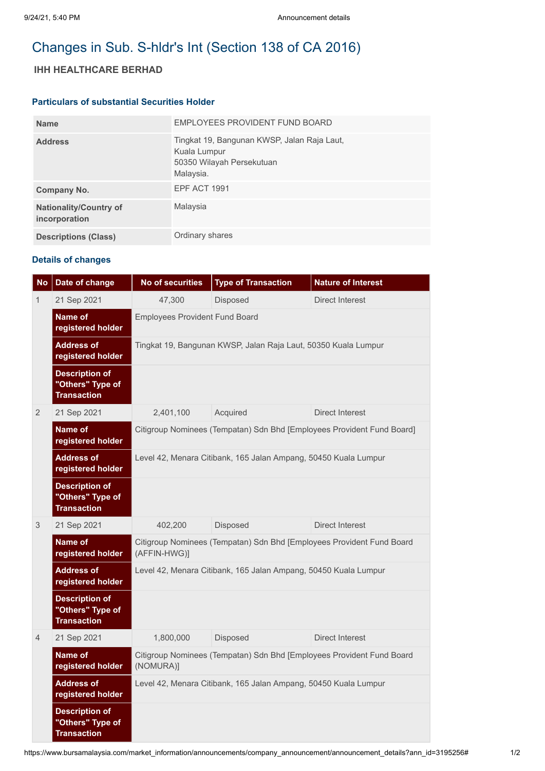# Changes in Sub. S-hldr's Int (Section 138 of CA 2016)

## IHH HEALTHCARE BERHAD

### Particulars of substantial Securities Holder

| | |
|---|---|
| **Name** | EMPLOYEES PROVIDENT FUND BOARD |
| **Address** | Tingkat 19, Bangunan KWSP, Jalan Raja Laut, Kuala Lumpur 50350 Wilayah Persekutuan Malaysia. |
| **Company No.** | EPF ACT 1991 |
| **Nationality/Country of incorporation** | Malaysia |
| **Descriptions (Class)** | Ordinary shares |

### Details of changes

| No | Date of change | No of securities | Type of Transaction | Nature of Interest |
|---|---|---|---|---|
| 1 | 21 Sep 2021 | 47,300 | Disposed | Direct Interest |
| | **Name of registered holder** | Employees Provident Fund Board | | |
| | **Address of registered holder** | Tingkat 19, Bangunan KWSP, Jalan Raja Laut, 50350 Kuala Lumpur | | |
| | **Description of "Others" Type of Transaction** | | | |
| 2 | 21 Sep 2021 | 2,401,100 | Acquired | Direct Interest |
| | **Name of registered holder** | Citigroup Nominees (Tempatan) Sdn Bhd [Employees Provident Fund Board] | | |
| | **Address of registered holder** | Level 42, Menara Citibank, 165 Jalan Ampang, 50450 Kuala Lumpur | | |
| | **Description of "Others" Type of Transaction** | | | |
| 3 | 21 Sep 2021 | 402,200 | Disposed | Direct Interest |
| | **Name of registered holder** | Citigroup Nominees (Tempatan) Sdn Bhd [Employees Provident Fund Board (AFFIN-HWG)] | | |
| | **Address of registered holder** | Level 42, Menara Citibank, 165 Jalan Ampang, 50450 Kuala Lumpur | | |
| | **Description of "Others" Type of Transaction** | | | |
| 4 | 21 Sep 2021 | 1,800,000 | Disposed | Direct Interest |
| | **Name of registered holder** | Citigroup Nominees (Tempatan) Sdn Bhd [Employees Provident Fund Board (NOMURA)] | | |
| | **Address of registered holder** | Level 42, Menara Citibank, 165 Jalan Ampang, 50450 Kuala Lumpur | | |
| | **Description of "Others" Type of Transaction** | | | |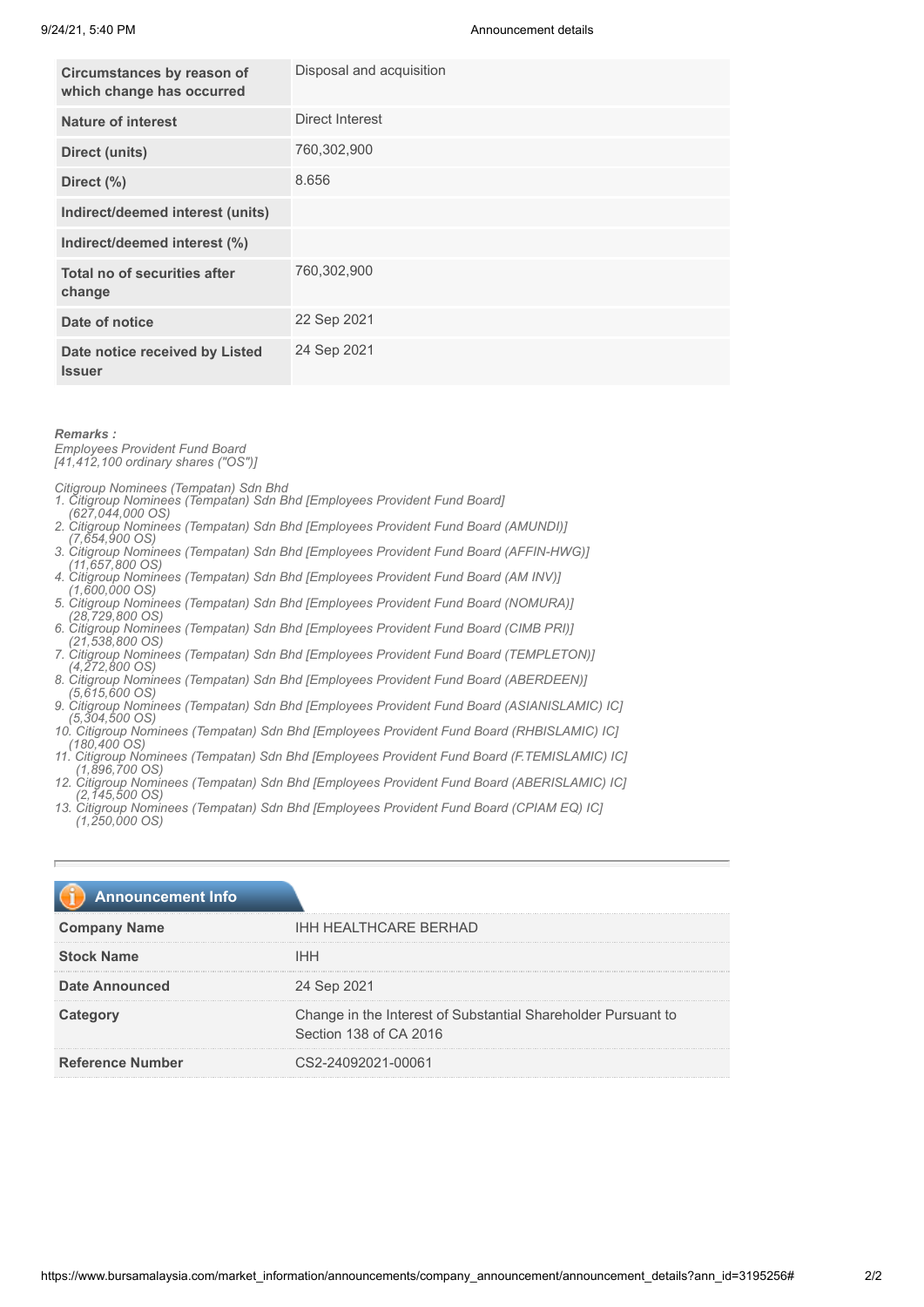| | |
|---|---|
| **Circumstances by reason of which change has occurred** | Disposal and acquisition |
| **Nature of interest** | Direct Interest |
| **Direct (units)** | 760,302,900 |
| **Direct (%)** | 8.656 |
| **Indirect/deemed interest (units)** | |
| **Indirect/deemed interest (%)** | |
| **Total no of securities after change** | 760,302,900 |
| **Date of notice** | 22 Sep 2021 |
| **Date notice received by Listed Issuer** | 24 Sep 2021 |

***Remarks :***

*Employees Provident Fund Board*
*[41,412,100 ordinary shares ("OS")]*

*Citigroup Nominees (Tempatan) Sdn Bhd*

1. *Citigroup Nominees (Tempatan) Sdn Bhd [Employees Provident Fund Board]*
   *(627,044,000 OS)*
2. *Citigroup Nominees (Tempatan) Sdn Bhd [Employees Provident Fund Board (AMUNDI)]*
   *(7,654,900 OS)*
3. *Citigroup Nominees (Tempatan) Sdn Bhd [Employees Provident Fund Board (AFFIN-HWG)]*
   *(11,657,800 OS)*
4. *Citigroup Nominees (Tempatan) Sdn Bhd [Employees Provident Fund Board (AM INV)]*
   *(1,600,000 OS)*
5. *Citigroup Nominees (Tempatan) Sdn Bhd [Employees Provident Fund Board (NOMURA)]*
   *(28,729,800 OS)*
6. *Citigroup Nominees (Tempatan) Sdn Bhd [Employees Provident Fund Board (CIMB PRI)]*
   *(21,538,800 OS)*
7. *Citigroup Nominees (Tempatan) Sdn Bhd [Employees Provident Fund Board (TEMPLETON)]*
   *(4,272,800 OS)*
8. *Citigroup Nominees (Tempatan) Sdn Bhd [Employees Provident Fund Board (ABERDEEN)]*
   *(5,615,600 OS)*
9. *Citigroup Nominees (Tempatan) Sdn Bhd [Employees Provident Fund Board (ASIANISLAMIC) IC]*
   *(5,304,500 OS)*
10. *Citigroup Nominees (Tempatan) Sdn Bhd [Employees Provident Fund Board (RHBISLAMIC) IC]*
    *(180,400 OS)*
11. *Citigroup Nominees (Tempatan) Sdn Bhd [Employees Provident Fund Board (F.TEMISLAMIC) IC]*
    *(1,896,700 OS)*
12. *Citigroup Nominees (Tempatan) Sdn Bhd [Employees Provident Fund Board (ABERISLAMIC) IC]*
    *(2,145,500 OS)*
13. *Citigroup Nominees (Tempatan) Sdn Bhd [Employees Provident Fund Board (CPIAM EQ) IC]*
    *(1,250,000 OS)*

## Announcement Info

| | |
|---|---|
| **Company Name** | IHH HEALTHCARE BERHAD |
| **Stock Name** | IHH |
| **Date Announced** | 24 Sep 2021 |
| **Category** | Change in the Interest of Substantial Shareholder Pursuant to Section 138 of CA 2016 |
| **Reference Number** | CS2-24092021-00061 |